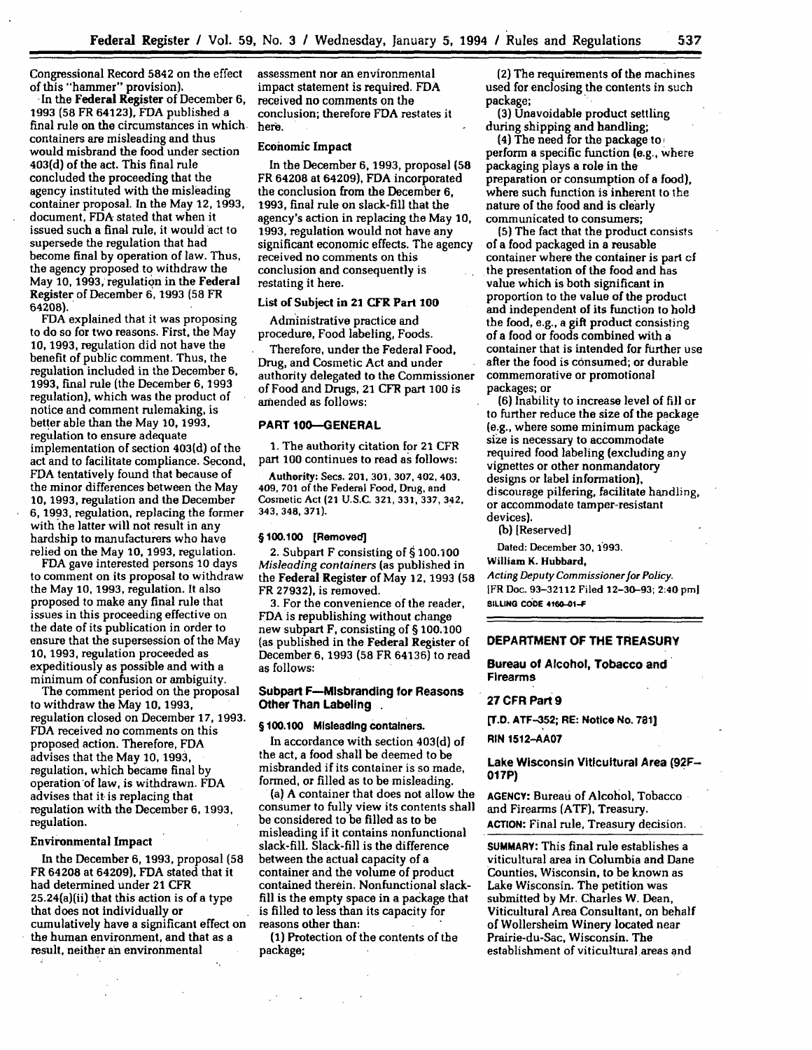Congressional Record 5842 on the effect of this "hammer" provision).

In the **Federal Register** of December 6, 1993 (58 FR 64123), FDA published a final rule on the circumstances in which containers are misleading and thus would misbrand the food under section 403(d) of the act. This final rule concluded the proceeding that the agency instituted with the misleading container proposal. In the May 12, 1993, document, FDA stated that when it issued such a final rule, it would act to supersede the regulation that had become final by operation of law. Thus, the agency proposed to withdraw the May 10, 1993, regulation in the **Federal Register** of December 6, 1993 (58 FR 64208).

FDA explained that it was proposing to do so for two reasons. First, the May 10, 1993, regulation did not have the benefit of public comment. Thus, the regulation included in the December 6, 1993, final rule (the December 6, 1993 regulation), which was the product of notice and comment rulemaking, is better able than the May 10, 1993, regulation to ensure adequate implementation of section 403(d) of the act and to facilitate compliance. Second, FDA tentatively found that because of the minor differences between the May 10, 1993, regulation and the December 6, 1993, regulation, replacing the former with the latter will not result in any hardship to manufacturers who have relied on the May 10, 1993, regulation.

FDA gave interested persons 10 days to comment on its proposal to withdraw the May 10, 1993, regulation. It also proposed to make any final rule that issues in this proceeding effective on the date of its publication in order to ensure that the supersession of the May 10, 1993, regulation proceeded as expeditiously as possible and with a minimum of confusion or ambiguity.

The comment period on the proposal to withdraw the May 10, 1993, regulation closed on December 17, 1993. FDA received no comments on this proposed action. Therefore, FDA advises that the May 10, 1993, regulation, which became final by operation of law, is withdrawn. FDA advises that it is replacing that regulation with the December 6, 1993, regulation.

### Environmental Impact

In the December 6, 1993, proposal (58 FR 64208 at 64209), FDA stated that it had determined under 21 CFR 25.24(a)(ii) that this action is of a type that does not individually or cumulatively have a significant effect on the human environment, and that as a result, neither an environmental assessment nor an environmental impact statement is required. FDA received no comments on the conclusion; therefore FDA restates it here.

### Economic Impact

In the December 6, 1993, proposal (58 FR 64208 at 64209), FDA incorporated the conclusion from the December 6, 1993, final rule on slack-fill that the agency's action in replacing the May 10, 1993, regulation would not have any significant economic effects. The agency received no comments on this conclusion and consequently is restating it here.

### List of Subject in 21 CFR Part 100

Administrative practice and procedure, Food labeling, Foods.

Therefore, under the Federal Food, Drug, and Cosmetic Act and under authority delegated to the Commissioner of Food and Drugs, 21 CFR part 100 is amended as follows:

## PART 100—GENERAL

1. The authority citation for 21 CFR part 100 continues to read as follows:

**Authority:** Secs. 201, 301, 307, 402, 403, 409, 701 of the Federal Food, Drug, and Cosmetic Act (21 U.S.C. 321, 331, 337, 342, 343, 348, 371).

**§ 100.100 [Removed]**

2. Subpart F consisting of § 100.100 *Misleading containers* (as published in the **Federal Register** of May 12, 1993 (58 FR 27932), is removed.

3. For the convenience of the reader, FDA is republishing without change new subpart F, consisting of § 100.100 (as published in the **Federal Register** of December 6, 1993 (58 FR 64136) to read as follows:

### Subpart F—Misbranding for Reasons Other Than Labeling

**§ 100.100 Misleading containers.**

In accordance with section 403(d) of the act, a food shall be deemed to be misbranded if its container is so made, formed, or filled as to be misleading.

(a) A container that does not allow the consumer to fully view its contents shall be considered to be filled as to be misleading if it contains nonfunctional slack-fill. Slack-fill is the difference between the actual capacity of a container and the volume of product contained therein. Nonfunctional slack-fill is the empty space in a package that is filled to less than its capacity for reasons other than:

(1) Protection of the contents of the package;

(2) The requirements of the machines used for enclosing the contents in such package;

(3) Unavoidable product settling during shipping and handling;

(4) The need for the package to perform a specific function (e.g., where packaging plays a role in the preparation or consumption of a food), where such function is inherent to the nature of the food and is clearly communicated to consumers;

(5) The fact that the product consists of a food packaged in a reusable container where the container is part of the presentation of the food and has value which is both significant in proportion to the value of the product and independent of its function to hold the food, e.g., a gift product consisting of a food or foods combined with a container that is intended for further use after the food is consumed; or durable commemorative or promotional packages; or

(6) Inability to increase level of fill or to further reduce the size of the package (e.g., where some minimum package size is necessary to accommodate required food labeling (excluding any vignettes or other nonmandatory designs or label information), discourage pilfering, facilitate handling, or accommodate tamper-resistant devices).

(b) [Reserved]

Dated: December 30, 1993.

**William K. Hubbard,**

*Acting Deputy Commissioner for Policy.*

[FR Doc. 93–32112 Filed 12–30–93; 2:40 pm]

**BILLING CODE 4160–01–F**

## DEPARTMENT OF THE TREASURY

### Bureau of Alcohol, Tobacco and Firearms

### 27 CFR Part 9

**[T.D. ATF–352; RE: Notice No. 781]**

**RIN 1512–AA07**

### Lake Wisconsin Viticultural Area (92F–017P)

**AGENCY:** Bureau of Alcohol, Tobacco and Firearms (ATF), Treasury.

**ACTION:** Final rule, Treasury decision.

**SUMMARY:** This final rule establishes a viticultural area in Columbia and Dane Counties, Wisconsin, to be known as Lake Wisconsin. The petition was submitted by Mr. Charles W. Dean, Viticultural Area Consultant, on behalf of Wollersheim Winery located near Prairie-du-Sac, Wisconsin. The establishment of viticultural areas and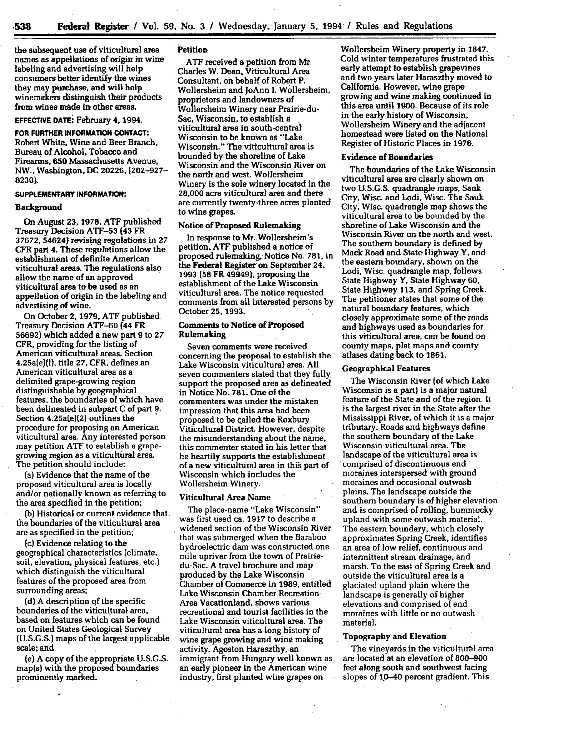the subsequent use of viticultural area names as appellations of origin in wine labeling and advertising will help consumers better identify the wines they may purchase, and will help winemakers distinguish their products from wines made in other areas.

**EFFECTIVE DATE:** February 4, 1994.

**FOR FURTHER INFORMATION CONTACT:** Robert White, Wine and Beer Branch, Bureau of Alcohol, Tobacco and Firearms, 650 Massachusetts Avenue, NW., Washington, DC 20226, (202–927–8230).

**SUPPLEMENTARY INFORMATION:**

## Background

On August 23, 1978, ATF published Treasury Decision ATF–53 (43 FR 37672, 54624) revising regulations in 27 CFR part 4. These regulations allow the establishment of definite American viticultural areas. The regulations also allow the name of an approved viticultural area to be used as an appellation of origin in the labeling and advertising of wine.

On October 2, 1979, ATF published Treasury Decision ATF–60 (44 FR 56692) which added a new part 9 to 27 CFR, providing for the listing of American viticultural areas. Section 4.25a(e)(l), title 27, CFR, defines an American viticultural area as a delimited grape-growing region distinguishable by geographical features, the boundaries of which have been delineated in subpart C of part 9. Section 4.25a(e)(2) outlines the procedure for proposing an American viticultural area. Any interested person may petition ATF to establish a grape-growing region as a viticultural area. The petition should include:

(a) Evidence that the name of the proposed viticultural area is locally and/or nationally known as referring to the area specified in the petition;

(b) Historical or current evidence that the boundaries of the viticultural area are as specified in the petition;

(c) Evidence relating to the geographical characteristics (climate, soil, elevation, physical features, etc.) which distinguish the viticultural features of the proposed area from surrounding areas;

(d) A description of the specific boundaries of the viticultural area, based on features which can be found on United States Geological Survey (U.S.G.S.) maps of the largest applicable scale; and

(e) A copy of the appropriate U.S.G.S. map(s) with the proposed boundaries prominently marked.

## Petition

ATF received a petition from Mr. Charles W. Dean, Viticultural Area Consultant, on behalf of Robert P. Wollersheim and JoAnn I. Wollersheim, proprietors and landowners of Wollersheim Winery near Prairie-du-Sac, Wisconsin, to establish a viticultural area in south-central Wisconsin to be known as "Lake Wisconsin." The viticultural area is bounded by the shoreline of Lake Wisconsin and the Wisconsin River on the north and west. Wollersheim Winery is the sole winery located in the 28,000 acre viticultural area and there are currently twenty-three acres planted to wine grapes.

## Notice of Proposed Rulemaking

In response to Mr. Wollersheim's petition, ATF published a notice of proposed rulemaking, Notice No. 781, in the **Federal Register** on September 24, 1993 (58 FR 49949), proposing the establishment of the Lake Wisconsin viticultural area. The notice requested comments from all interested persons by October 25, 1993.

## Comments to Notice of Proposed Rulemaking

Seven comments were received concerning the proposal to establish the Lake Wisconsin viticultural area. All seven commenters stated that they fully support the proposed area as delineated in Notice No. 781. One of the commenters was under the mistaken impression that this area had been proposed to be called the Roxbury Viticultural District. However, despite the misunderstanding about the name, this commenter stated in his letter that he heartily supports the establishment of a new viticultural area in this part of Wisconsin which includes the Wollersheim Winery.

## Viticultural Area Name

The place-name "Lake Wisconsin" was first used ca. 1917 to describe a widened section of the Wisconsin River that was submerged when the Baraboo hydroelectric dam was constructed one mile upriver from the town of Prairie-du-Sac. A travel brochure and map produced by the Lake Wisconsin Chamber of Commerce in 1989, entitled Lake Wisconsin Chamber Recreation Area Vacationland, shows various recreational and tourist facilities in the Lake Wisconsin viticultural area. The viticultural area has a long history of wine grape growing and wine making activity. Agoston Haraszthy, an immigrant from Hungary well known as an early pioneer in the American wine industry, first planted wine grapes on Wollersheim Winery property in 1847. Cold winter temperatures frustrated this early attempt to establish grapevines and two years later Haraszthy moved to California. However, wine grape growing and wine making continued in this area until 1900. Because of its role in the early history of Wisconsin, Wollersheim Winery and the adjacent homestead were listed on the National Register of Historic Places in 1976.

## Evidence of Boundaries

The boundaries of the Lake Wisconsin viticultural area are clearly shown on two U.S.G.S. quadrangle maps, Sauk City, Wisc. and Lodi, Wisc. The Sauk City, Wisc. quadrangle map shows the viticultural area to be bounded by the shoreline of Lake Wisconsin and the Wisconsin River on the north and west. The southern boundary is defined by Mack Road and State Highway Y, and the eastern boundary, shown on the Lodi, Wisc. quadrangle map, follows State Highway Y, State Highway 60, State Highway 113, and Spring Creek. The petitioner states that some of the natural boundary features, which closely approximate some of the roads and highways used as boundaries for this viticultural area, can be found on county maps, plat maps and county atlases dating back to 1861.

## Geographical Features

The Wisconsin River (of which Lake Wisconsin is a part) is a major natural feature of the State and of the region. It is the largest river in the State after the Mississippi River, of which it is a major tributary. Roads and highways define the southern boundary of the Lake Wisconsin viticultural area. The landscape of the viticultural area is comprised of discontinuous end moraines interspersed with ground moraines and occasional outwash plains. The landscape outside the southern boundary is of higher elevation and is comprised of rolling, hummocky upland with some outwash material. The eastern boundary, which closely approximates Spring Creek, identifies an area of low relief, continuous and intermittent stream drainage, and marsh. To the east of Spring Creek and outside the viticultural area is a glaciated upland plain where the landscape is generally of higher elevations and comprised of end moraines with little or no outwash material.

## Topography and Elevation

The vineyards in the viticultural area are located at an elevation of 800–900 feet along south and southwest facing slopes of 10–40 percent gradient. This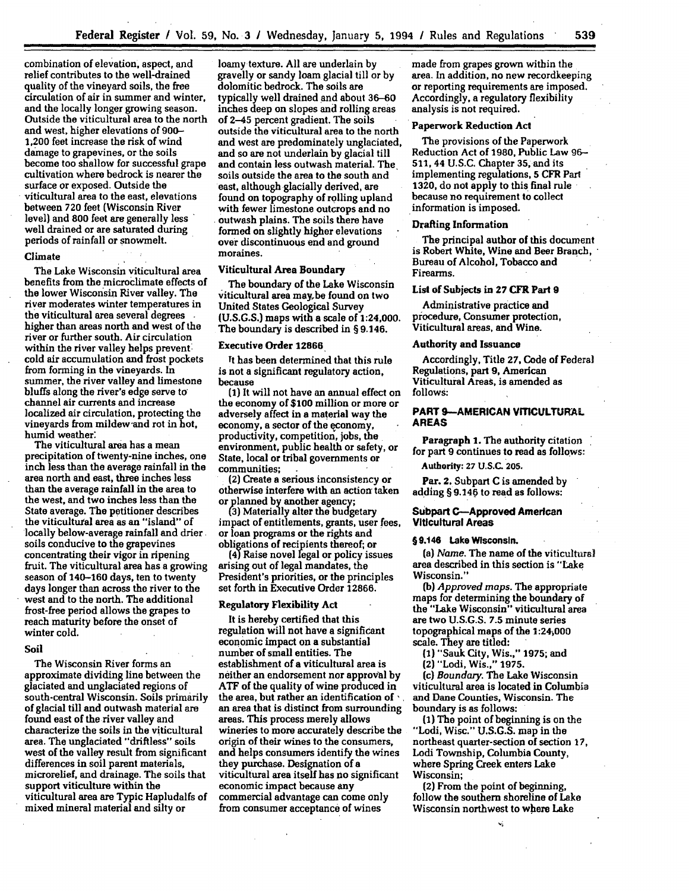combination of elevation, aspect, and relief contributes to the well-drained quality of the vineyard soils, the free circulation of air in summer and winter, and the locally longer growing season. Outside the viticultural area to the north and west, higher elevations of 900–1,200 feet increase the risk of wind damage to grapevines, or the soils become too shallow for successful grape cultivation where bedrock is nearer the surface or exposed. Outside the viticultural area to the east, elevations between 720 feet (Wisconsin River level) and 800 feet are generally less well drained or are saturated during periods of rainfall or snowmelt.

### Climate

The Lake Wisconsin viticultural area benefits from the microclimate effects of the lower Wisconsin River valley. The river moderates winter temperatures in the viticultural area several degrees higher than areas north and west of the river or further south. Air circulation within the river valley helps prevent cold air accumulation and frost pockets from forming in the vineyards. In summer, the river valley and limestone bluffs along the river's edge serve to channel air currents and increase localized air circulation, protecting the vineyards from mildew and rot in hot, humid weather.

The viticultural area has a mean precipitation of twenty-nine inches, one inch less than the average rainfall in the area north and east, three inches less than the average rainfall in the area to the west, and two inches less than the State average. The petitioner describes the viticultural area as an "island" of locally below-average rainfall and drier soils conducive to the grapevines concentrating their vigor in ripening fruit. The viticultural area has a growing season of 140–160 days, ten to twenty days longer than across the river to the west and to the north. The additional frost-free period allows the grapes to reach maturity before the onset of winter cold.

### Soil

The Wisconsin River forms an approximate dividing line between the glaciated and unglaciated regions of south-central Wisconsin. Soils primarily of glacial till and outwash material are found east of the river valley and characterize the soils in the viticultural area. The unglaciated "driftless" soils west of the valley result from significant differences in soil parent materials, microrelief, and drainage. The soils that support viticulture within the viticultural area are Typic Hapludalfs of mixed mineral material and silty or loamy texture. All are underlain by gravelly or sandy loam glacial till or by dolomitic bedrock. The soils are typically well drained and about 36–60 inches deep on slopes and rolling areas of 2–45 percent gradient. The soils outside the viticultural area to the north and west are predominately unglaciated, and so are not underlain by glacial till and contain less outwash material. The soils outside the area to the south and east, although glacially derived, are found on topography of rolling upland with fewer limestone outcrops and no outwash plains. The soils there have formed on slightly higher elevations over discontinuous end and ground moraines.

### Viticultural Area Boundary

The boundary of the Lake Wisconsin viticultural area may be found on two United States Geological Survey (U.S.G.S.) maps with a scale of 1:24,000. The boundary is described in § 9.146.

### Executive Order 12866

It has been determined that this rule is not a significant regulatory action, because

(1) It will not have an annual effect on the economy of $100 million or more or adversely affect in a material way the economy, a sector of the economy, productivity, competition, jobs, the environment, public health or safety, or State, local or tribal governments or communities;

(2) Create a serious inconsistency or otherwise interfere with an action taken or planned by another agency;

(3) Materially alter the budgetary impact of entitlements, grants, user fees, or loan programs or the rights and obligations of recipients thereof; or

(4) Raise novel legal or policy issues arising out of legal mandates, the President's priorities, or the principles set forth in Executive Order 12866.

### Regulatory Flexibility Act

It is hereby certified that this regulation will not have a significant economic impact on a substantial number of small entities. The establishment of a viticultural area is neither an endorsement nor approval by ATF of the quality of wine produced in the area, but rather an identification of an area that is distinct from surrounding areas. This process merely allows wineries to more accurately describe the origin of their wines to the consumers, and helps consumers identify the wines they purchase. Designation of a viticultural area itself has no significant economic impact because any commercial advantage can come only from consumer acceptance of wines made from grapes grown within the area. In addition, no new recordkeeping or reporting requirements are imposed. Accordingly, a regulatory flexibility analysis is not required.

### Paperwork Reduction Act

The provisions of the Paperwork Reduction Act of 1980, Public Law 96–511, 44 U.S.C. Chapter 35, and its implementing regulations, 5 CFR Part 1320, do not apply to this final rule because no requirement to collect information is imposed.

### Drafting Information

The principal author of this document is Robert White, Wine and Beer Branch, Bureau of Alcohol, Tobacco and Firearms.

### List of Subjects in 27 CFR Part 9

Administrative practice and procedure, Consumer protection, Viticultural areas, and Wine.

### Authority and Issuance

Accordingly, Title 27, Code of Federal Regulations, part 9, American Viticultural Areas, is amended as follows:

## PART 9—AMERICAN VITICULTURAL AREAS

**Paragraph 1.** The authority citation for part 9 continues to read as follows:

**Authority:** 27 U.S.C. 205.

**Par. 2.** Subpart C is amended by adding § 9.146 to read as follows:

## Subpart C—Approved American Viticultural Areas

**§ 9.146 Lake Wisconsin.**

(a) *Name.* The name of the viticultural area described in this section is "Lake Wisconsin."

(b) *Approved maps.* The appropriate maps for determining the boundary of the "Lake Wisconsin" viticultural area are two U.S.G.S. 7.5 minute series topographical maps of the 1:24,000 scale. They are titled:

(1) "Sauk City, Wis.," 1975; and

(2) "Lodi, Wis.," 1975.

(c) *Boundary.* The Lake Wisconsin viticultural area is located in Columbia and Dane Counties, Wisconsin. The boundary is as follows:

(1) The point of beginning is on the "Lodi, Wisc." U.S.G.S. map in the northeast quarter-section of section 17, Lodi Township, Columbia County, where Spring Creek enters Lake Wisconsin;

(2) From the point of beginning, follow the southern shoreline of Lake Wisconsin northwest to where Lake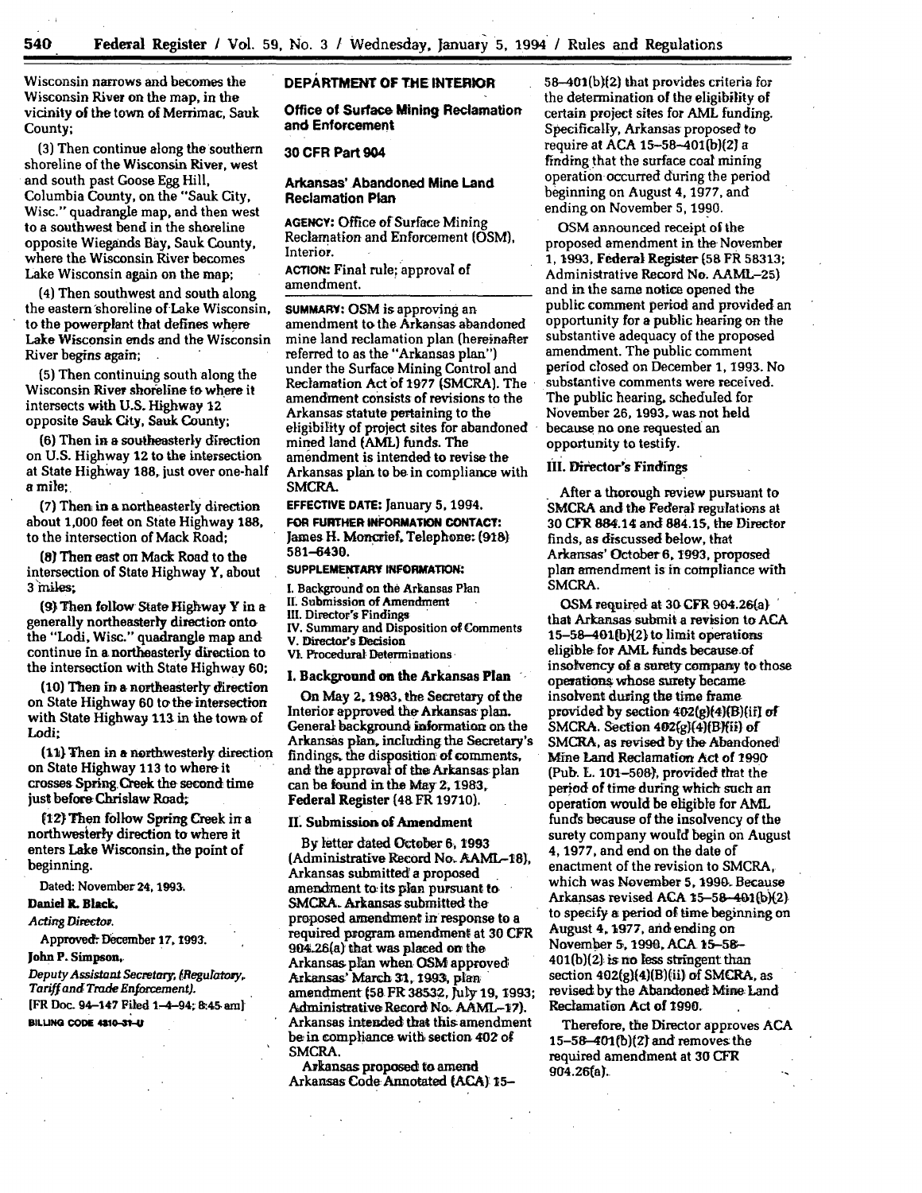Wisconsin narrows and becomes the Wisconsin River on the map, in the vicinity of the town of Merrimac, Sauk County;

(3) Then continue along the southern shoreline of the Wisconsin River, west and south past Goose Egg Hill, Columbia County, on the "Sauk City, Wisc." quadrangle map, and then west to a southwest bend in the shoreline opposite Wiegands Bay, Sauk County, where the Wisconsin River becomes Lake Wisconsin again on the map;

(4) Then southwest and south along the eastern shoreline of Lake Wisconsin, to the powerplant that defines where Lake Wisconsin ends and the Wisconsin River begins again;

(5) Then continuing south along the Wisconsin River shoreline to where it intersects with U.S. Highway 12 opposite Sauk City, Sauk County;

(6) Then in a southeasterly direction on U.S. Highway 12 to the intersection at State Highway 188, just over one-half a mile;

(7) Then in a northeasterly direction about 1,000 feet on State Highway 188, to the intersection of Mack Road;

(8) Then east on Mack Road to the intersection of State Highway Y, about 3 miles;

(9) Then follow State Highway Y in a generally northeasterly direction onto the "Lodi, Wisc." quadrangle map and continue in a northeasterly direction to the intersection with State Highway 60;

(10) Then in a northeasterly direction on State Highway 60 to the intersection with State Highway 113 in the town of Lodi;

(11) Then in a northwesterly direction on State Highway 113 to where it crosses Spring Creek the second time just before Chrislaw Road;

(12) Then follow Spring Creek in a northwesterly direction to where it enters Lake Wisconsin, the point of beginning.

Dated: November 24, 1993.

**Daniel R. Black,**

*Acting Director.*

Approved: December 17, 1993.

**John P. Simpson,**

*Deputy Assistant Secretary, (Regulatory, Tariff and Trade Enforcement).*

[FR Doc. 94-147 Filed 1-4-94; 8:45 am]

**BILLING CODE 4810-31-U**

**DEPARTMENT OF THE INTERIOR**

**Office of Surface Mining Reclamation and Enforcement**

**30 CFR Part 904**

## Arkansas' Abandoned Mine Land Reclamation Plan

**AGENCY:** Office of Surface Mining Reclamation and Enforcement (OSM), Interior.

**ACTION:** Final rule; approval of amendment.

**SUMMARY:** OSM is approving an amendment to the Arkansas abandoned mine land reclamation plan (hereinafter referred to as the "Arkansas plan") under the Surface Mining Control and Reclamation Act of 1977 (SMCRA). The amendment consists of revisions to the Arkansas statute pertaining to the eligibility of project sites for abandoned mined land (AML) funds. The amendment is intended to revise the Arkansas plan to be in compliance with SMCRA.

**EFFECTIVE DATE:** January 5, 1994.

**FOR FURTHER INFORMATION CONTACT:** James H. Moncrief, Telephone: (918) 581-6430.

**SUPPLEMENTARY INFORMATION:**

I. Background on the Arkansas Plan
II. Submission of Amendment
III. Director's Findings
IV. Summary and Disposition of Comments
V. Director's Decision
VI. Procedural Determinations

### I. Background on the Arkansas Plan

On May 2, 1983, the Secretary of the Interior approved the Arkansas plan. General background information on the Arkansas plan, including the Secretary's findings, the disposition of comments, and the approval of the Arkansas plan can be found in the May 2, 1983, Federal Register (48 FR 19710).

### II. Submission of Amendment

By letter dated October 6, 1993 (Administrative Record No. AAML-18), Arkansas submitted a proposed amendment to its plan pursuant to SMCRA. Arkansas submitted the proposed amendment in response to a required program amendment at 30 CFR 904.26(a) that was placed on the Arkansas plan when OSM approved Arkansas' March 31, 1993, plan amendment (58 FR 38532, July 19, 1993; Administrative Record No. AAML-17). Arkansas intended that this amendment be in compliance with section 402 of SMCRA.

Arkansas proposed to amend Arkansas Code Annotated (ACA) 15-58-401(b)(2) that provides criteria for the determination of the eligibility of certain project sites for AML funding. Specifically, Arkansas proposed to require at ACA 15-58-401(b)(2) a finding that the surface coal mining operation occurred during the period beginning on August 4, 1977, and ending on November 5, 1990.

OSM announced receipt of the proposed amendment in the November 1, 1993, Federal Register (58 FR 58313; Administrative Record No. AAML-25) and in the same notice opened the public comment period and provided an opportunity for a public hearing on the substantive adequacy of the proposed amendment. The public comment period closed on December 1, 1993. No substantive comments were received. The public hearing, scheduled for November 26, 1993, was not held because no one requested an opportunity to testify.

### III. Director's Findings

After a thorough review pursuant to SMCRA and the Federal regulations at 30 CFR 884.14 and 884.15, the Director finds, as discussed below, that Arkansas' October 6, 1993, proposed plan amendment is in compliance with SMCRA.

OSM required at 30 CFR 904.26(a) that Arkansas submit a revision to ACA 15-58-401(b)(2) to limit operations eligible for AML funds because of insolvency of a surety company to those operations whose surety became insolvent during the time frame provided by section 402(g)(4)(B)(ii) of SMCRA. Section 402(g)(4)(B)(ii) of SMCRA, as revised by the Abandoned Mine Land Reclamation Act of 1990 (Pub. L. 101-508), provided that the period of time during which such an operation would be eligible for AML funds because of the insolvency of the surety company would begin on August 4, 1977, and end on the date of enactment of the revision to SMCRA, which was November 5, 1990. Because Arkansas revised ACA 15-58-401(b)(2) to specify a period of time beginning on August 4, 1977, and ending on November 5, 1990, ACA 15-58-401(b)(2) is no less stringent than section 402(g)(4)(B)(ii) of SMCRA, as revised by the Abandoned Mine Land Reclamation Act of 1990.

Therefore, the Director approves ACA 15-58-401(b)(2) and removes the required amendment at 30 CFR 904.26(a).